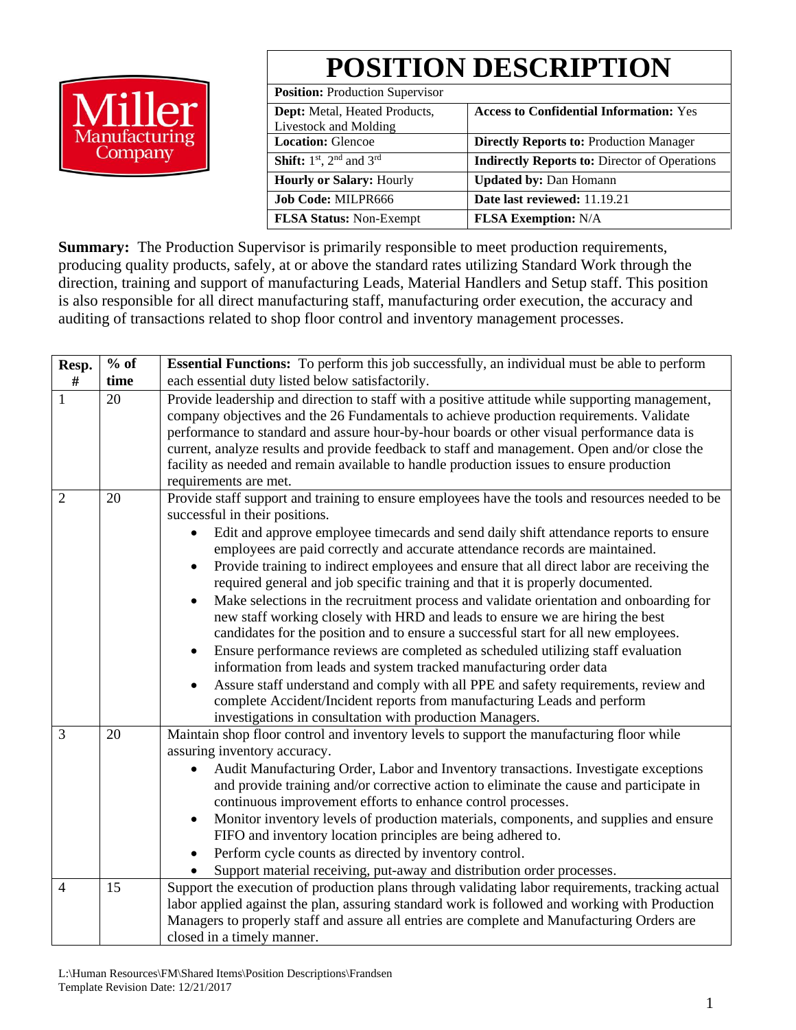# POSITION DESCRIPTION

| **Position:** Production Supervisor | |
|---|---|
| **Dept:** Metal, Heated Products, Livestock and Molding | **Access to Confidential Information:** Yes |
| **Location:** Glencoe | **Directly Reports to:** Production Manager |
| **Shift:** 1st, 2nd and 3rd | **Indirectly Reports to:** Director of Operations |
| **Hourly or Salary:** Hourly | **Updated by:** Dan Homann |
| **Job Code:** MILPR666 | **Date last reviewed:** 11.19.21 |
| **FLSA Status:** Non-Exempt | **FLSA Exemption:** N/A |

**Summary:** The Production Supervisor is primarily responsible to meet production requirements, producing quality products, safely, at or above the standard rates utilizing Standard Work through the direction, training and support of manufacturing Leads, Material Handlers and Setup staff. This position is also responsible for all direct manufacturing staff, manufacturing order execution, the accuracy and auditing of transactions related to shop floor control and inventory management processes.

| Resp. # | % of time | **Essential Functions:** To perform this job successfully, an individual must be able to perform each essential duty listed below satisfactorily. |
|---|---|---|
| 1 | 20 | Provide leadership and direction to staff with a positive attitude while supporting management, company objectives and the 26 Fundamentals to achieve production requirements. Validate performance to standard and assure hour-by-hour boards or other visual performance data is current, analyze results and provide feedback to staff and management. Open and/or close the facility as needed and remain available to handle production issues to ensure production requirements are met. |
| 2 | 20 | Provide staff support and training to ensure employees have the tools and resources needed to be successful in their positions.<br>• Edit and approve employee timecards and send daily shift attendance reports to ensure employees are paid correctly and accurate attendance records are maintained.<br>• Provide training to indirect employees and ensure that all direct labor are receiving the required general and job specific training and that it is properly documented.<br>• Make selections in the recruitment process and validate orientation and onboarding for new staff working closely with HRD and leads to ensure we are hiring the best candidates for the position and to ensure a successful start for all new employees.<br>• Ensure performance reviews are completed as scheduled utilizing staff evaluation information from leads and system tracked manufacturing order data<br>• Assure staff understand and comply with all PPE and safety requirements, review and complete Accident/Incident reports from manufacturing Leads and perform investigations in consultation with production Managers. |
| 3 | 20 | Maintain shop floor control and inventory levels to support the manufacturing floor while assuring inventory accuracy.<br>• Audit Manufacturing Order, Labor and Inventory transactions. Investigate exceptions and provide training and/or corrective action to eliminate the cause and participate in continuous improvement efforts to enhance control processes.<br>• Monitor inventory levels of production materials, components, and supplies and ensure FIFO and inventory location principles are being adhered to.<br>• Perform cycle counts as directed by inventory control.<br>• Support material receiving, put-away and distribution order processes. |
| 4 | 15 | Support the execution of production plans through validating labor requirements, tracking actual labor applied against the plan, assuring standard work is followed and working with Production Managers to properly staff and assure all entries are complete and Manufacturing Orders are closed in a timely manner. |

L:\Human Resources\FM\Shared Items\Position Descriptions\Frandsen
Template Revision Date: 12/21/2017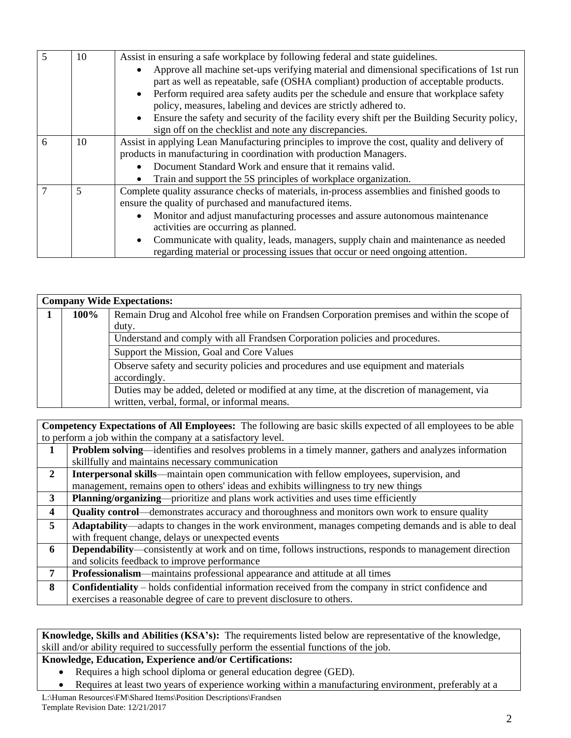| 5 | 10 | Assist in ensuring a safe workplace by following federal and state guidelines.<br>• Approve all machine set-ups verifying material and dimensional specifications of 1st run part as well as repeatable, safe (OSHA compliant) production of acceptable products.<br>• Perform required area safety audits per the schedule and ensure that workplace safety policy, measures, labeling and devices are strictly adhered to.<br>• Ensure the safety and security of the facility every shift per the Building Security policy, sign off on the checklist and note any discrepancies. |
|---|---|---|
| 6 | 10 | Assist in applying Lean Manufacturing principles to improve the cost, quality and delivery of products in manufacturing in coordination with production Managers.<br>• Document Standard Work and ensure that it remains valid.<br>• Train and support the 5S principles of workplace organization. |
| 7 | 5 | Complete quality assurance checks of materials, in-process assemblies and finished goods to ensure the quality of purchased and manufactured items.<br>• Monitor and adjust manufacturing processes and assure autonomous maintenance activities are occurring as planned.<br>• Communicate with quality, leads, managers, supply chain and maintenance as needed regarding material or processing issues that occur or need ongoing attention. |

| **Company Wide Expectations:** | | |
|---|---|---|
| **1** | **100%** | Remain Drug and Alcohol free while on Frandsen Corporation premises and within the scope of duty. |
| | | Understand and comply with all Frandsen Corporation policies and procedures. |
| | | Support the Mission, Goal and Core Values |
| | | Observe safety and security policies and procedures and use equipment and materials accordingly. |
| | | Duties may be added, deleted or modified at any time, at the discretion of management, via written, verbal, formal, or informal means. |

| **Competency Expectations of All Employees:** The following are basic skills expected of all employees to be able to perform a job within the company at a satisfactory level. | |
|---|---|
| **1** | **Problem solving**—identifies and resolves problems in a timely manner, gathers and analyzes information skillfully and maintains necessary communication |
| **2** | **Interpersonal skills**—maintain open communication with fellow employees, supervision, and management, remains open to others' ideas and exhibits willingness to try new things |
| **3** | **Planning/organizing**—prioritize and plans work activities and uses time efficiently |
| **4** | **Quality control**—demonstrates accuracy and thoroughness and monitors own work to ensure quality |
| **5** | **Adaptability**—adapts to changes in the work environment, manages competing demands and is able to deal with frequent change, delays or unexpected events |
| **6** | **Dependability**—consistently at work and on time, follows instructions, responds to management direction and solicits feedback to improve performance |
| **7** | **Professionalism**—maintains professional appearance and attitude at all times |
| **8** | **Confidentiality** – holds confidential information received from the company in strict confidence and exercises a reasonable degree of care to prevent disclosure to others. |

**Knowledge, Skills and Abilities (KSA's):** The requirements listed below are representative of the knowledge, skill and/or ability required to successfully perform the essential functions of the job.

**Knowledge, Education, Experience and/or Certifications:**

- Requires a high school diploma or general education degree (GED).
- Requires at least two years of experience working within a manufacturing environment, preferably at a

L:\Human Resources\FM\Shared Items\Position Descriptions\Frandsen
Template Revision Date: 12/21/2017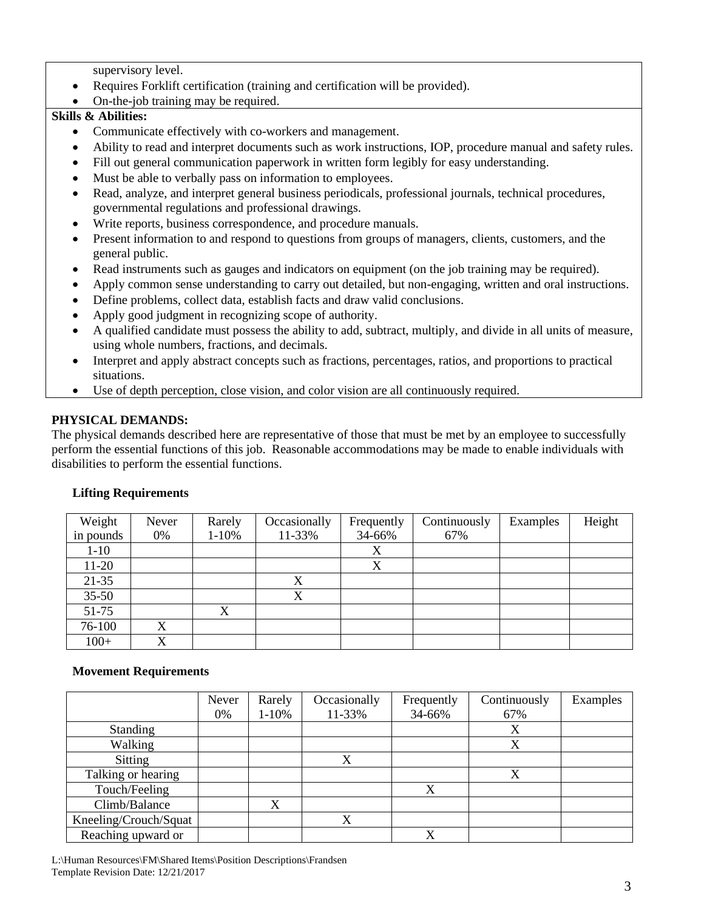supervisory level.

- Requires Forklift certification (training and certification will be provided).
- On-the-job training may be required.

**Skills & Abilities:**

- Communicate effectively with co-workers and management.
- Ability to read and interpret documents such as work instructions, IOP, procedure manual and safety rules.
- Fill out general communication paperwork in written form legibly for easy understanding.
- Must be able to verbally pass on information to employees.
- Read, analyze, and interpret general business periodicals, professional journals, technical procedures, governmental regulations and professional drawings.
- Write reports, business correspondence, and procedure manuals.
- Present information to and respond to questions from groups of managers, clients, customers, and the general public.
- Read instruments such as gauges and indicators on equipment (on the job training may be required).
- Apply common sense understanding to carry out detailed, but non-engaging, written and oral instructions.
- Define problems, collect data, establish facts and draw valid conclusions.
- Apply good judgment in recognizing scope of authority.
- A qualified candidate must possess the ability to add, subtract, multiply, and divide in all units of measure, using whole numbers, fractions, and decimals.
- Interpret and apply abstract concepts such as fractions, percentages, ratios, and proportions to practical situations.
- Use of depth perception, close vision, and color vision are all continuously required.

**PHYSICAL DEMANDS:**

The physical demands described here are representative of those that must be met by an employee to successfully perform the essential functions of this job. Reasonable accommodations may be made to enable individuals with disabilities to perform the essential functions.

**Lifting Requirements**

| Weight in pounds | Never 0% | Rarely 1-10% | Occasionally 11-33% | Frequently 34-66% | Continuously 67% | Examples | Height |
|---|---|---|---|---|---|---|---|
| 1-10 | | | | X | | | |
| 11-20 | | | | X | | | |
| 21-35 | | | X | | | | |
| 35-50 | | | X | | | | |
| 51-75 | | X | | | | | |
| 76-100 | X | | | | | | |
| 100+ | X | | | | | | |

**Movement Requirements**

| | Never 0% | Rarely 1-10% | Occasionally 11-33% | Frequently 34-66% | Continuously 67% | Examples |
|---|---|---|---|---|---|---|
| Standing | | | | | X | |
| Walking | | | | | X | |
| Sitting | | | X | | | |
| Talking or hearing | | | | | X | |
| Touch/Feeling | | | | X | | |
| Climb/Balance | | X | | | | |
| Kneeling/Crouch/Squat | | | X | | | |
| Reaching upward or | | | | X | | |

L:\Human Resources\FM\Shared Items\Position Descriptions\Frandsen
Template Revision Date: 12/21/2017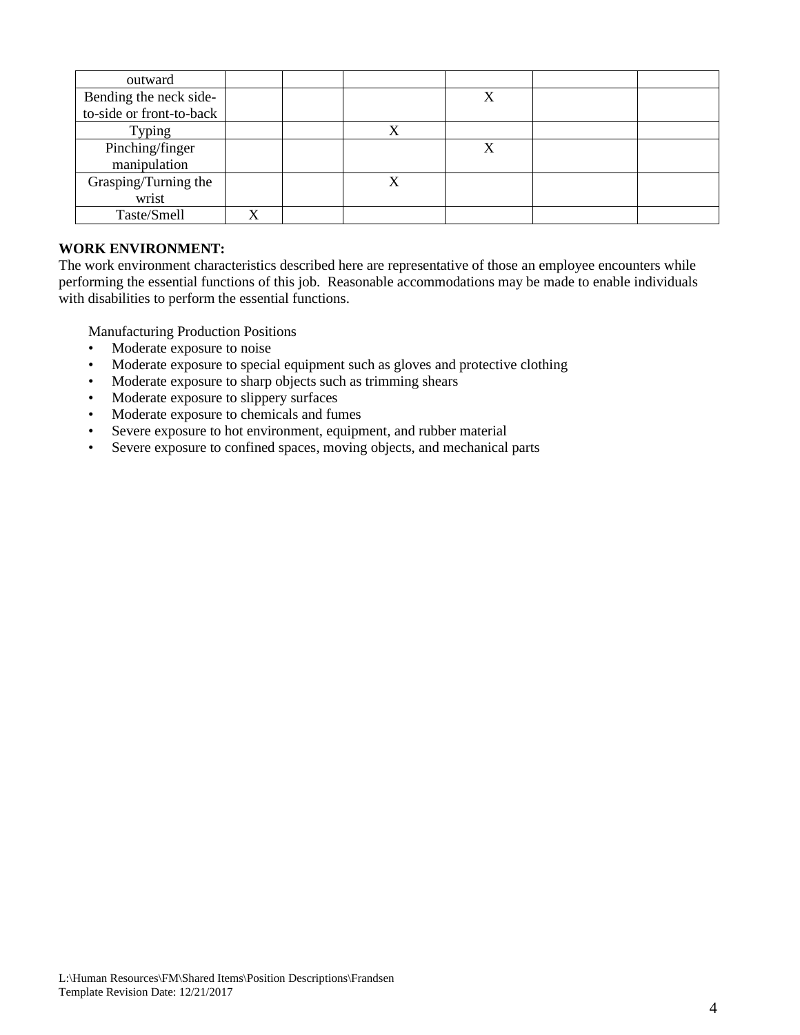| | | | | | | |
|---|---|---|---|---|---|---|
| outward | | | | | | |
| Bending the neck side-to-side or front-to-back | | | | X | | |
| Typing | | | X | | | |
| Pinching/finger manipulation | | | | X | | |
| Grasping/Turning the wrist | | | X | | | |
| Taste/Smell | X | | | | | |

**WORK ENVIRONMENT:**
The work environment characteristics described here are representative of those an employee encounters while performing the essential functions of this job. Reasonable accommodations may be made to enable individuals with disabilities to perform the essential functions.

Manufacturing Production Positions

- Moderate exposure to noise
- Moderate exposure to special equipment such as gloves and protective clothing
- Moderate exposure to sharp objects such as trimming shears
- Moderate exposure to slippery surfaces
- Moderate exposure to chemicals and fumes
- Severe exposure to hot environment, equipment, and rubber material
- Severe exposure to confined spaces, moving objects, and mechanical parts

L:\Human Resources\FM\Shared Items\Position Descriptions\Frandsen
Template Revision Date: 12/21/2017